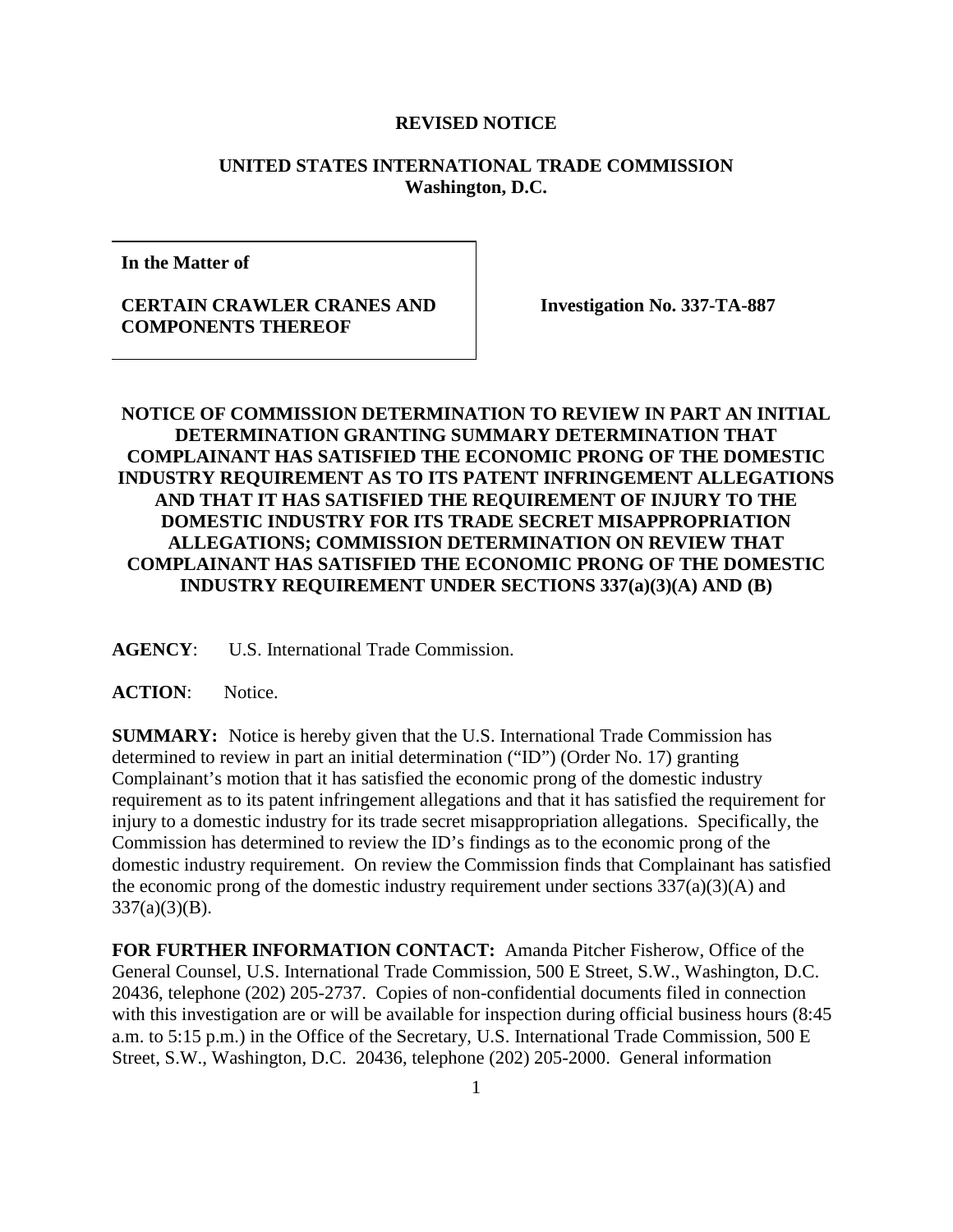**REVISED NOTICE**

**UNITED STATES INTERNATIONAL TRADE COMMISSION**
**Washington, D.C.**

| | |
|---|---|
| **In the Matter of**<br><br>**CERTAIN CRAWLER CRANES AND COMPONENTS THEREOF** | **Investigation No. 337-TA-887** |

**NOTICE OF COMMISSION DETERMINATION TO REVIEW IN PART AN INITIAL DETERMINATION GRANTING SUMMARY DETERMINATION THAT COMPLAINANT HAS SATISFIED THE ECONOMIC PRONG OF THE DOMESTIC INDUSTRY REQUIREMENT AS TO ITS PATENT INFRINGEMENT ALLEGATIONS AND THAT IT HAS SATISFIED THE REQUIREMENT OF INJURY TO THE DOMESTIC INDUSTRY FOR ITS TRADE SECRET MISAPPROPRIATION ALLEGATIONS; COMMISSION DETERMINATION ON REVIEW THAT COMPLAINANT HAS SATISFIED THE ECONOMIC PRONG OF THE DOMESTIC INDUSTRY REQUIREMENT UNDER SECTIONS 337(a)(3)(A) AND (B)**

**AGENCY**: U.S. International Trade Commission.

**ACTION**: Notice.

**SUMMARY:** Notice is hereby given that the U.S. International Trade Commission has determined to review in part an initial determination ("ID") (Order No. 17) granting Complainant's motion that it has satisfied the economic prong of the domestic industry requirement as to its patent infringement allegations and that it has satisfied the requirement for injury to a domestic industry for its trade secret misappropriation allegations. Specifically, the Commission has determined to review the ID's findings as to the economic prong of the domestic industry requirement. On review the Commission finds that Complainant has satisfied the economic prong of the domestic industry requirement under sections 337(a)(3)(A) and 337(a)(3)(B).

**FOR FURTHER INFORMATION CONTACT:** Amanda Pitcher Fisherow, Office of the General Counsel, U.S. International Trade Commission, 500 E Street, S.W., Washington, D.C. 20436, telephone (202) 205-2737. Copies of non-confidential documents filed in connection with this investigation are or will be available for inspection during official business hours (8:45 a.m. to 5:15 p.m.) in the Office of the Secretary, U.S. International Trade Commission, 500 E Street, S.W., Washington, D.C. 20436, telephone (202) 205-2000. General information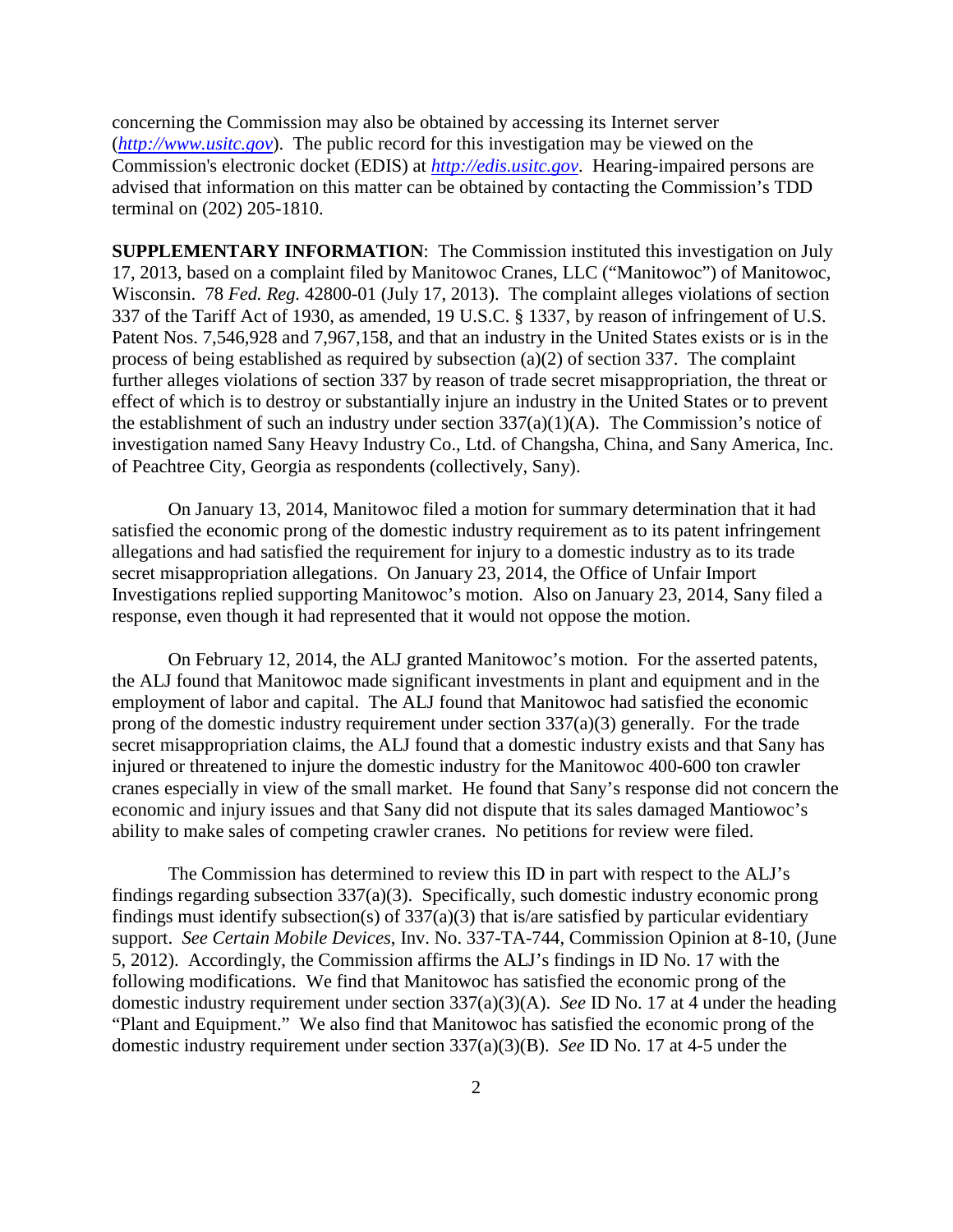concerning the Commission may also be obtained by accessing its Internet server (*http://www.usitc.gov*). The public record for this investigation may be viewed on the Commission's electronic docket (EDIS) at *http://edis.usitc.gov*. Hearing-impaired persons are advised that information on this matter can be obtained by contacting the Commission's TDD terminal on (202) 205-1810.

**SUPPLEMENTARY INFORMATION**: The Commission instituted this investigation on July 17, 2013, based on a complaint filed by Manitowoc Cranes, LLC ("Manitowoc") of Manitowoc, Wisconsin. 78 *Fed. Reg.* 42800-01 (July 17, 2013). The complaint alleges violations of section 337 of the Tariff Act of 1930, as amended, 19 U.S.C. § 1337, by reason of infringement of U.S. Patent Nos. 7,546,928 and 7,967,158, and that an industry in the United States exists or is in the process of being established as required by subsection (a)(2) of section 337. The complaint further alleges violations of section 337 by reason of trade secret misappropriation, the threat or effect of which is to destroy or substantially injure an industry in the United States or to prevent the establishment of such an industry under section 337(a)(1)(A). The Commission's notice of investigation named Sany Heavy Industry Co., Ltd. of Changsha, China, and Sany America, Inc. of Peachtree City, Georgia as respondents (collectively, Sany).

On January 13, 2014, Manitowoc filed a motion for summary determination that it had satisfied the economic prong of the domestic industry requirement as to its patent infringement allegations and had satisfied the requirement for injury to a domestic industry as to its trade secret misappropriation allegations. On January 23, 2014, the Office of Unfair Import Investigations replied supporting Manitowoc's motion. Also on January 23, 2014, Sany filed a response, even though it had represented that it would not oppose the motion.

On February 12, 2014, the ALJ granted Manitowoc's motion. For the asserted patents, the ALJ found that Manitowoc made significant investments in plant and equipment and in the employment of labor and capital. The ALJ found that Manitowoc had satisfied the economic prong of the domestic industry requirement under section 337(a)(3) generally. For the trade secret misappropriation claims, the ALJ found that a domestic industry exists and that Sany has injured or threatened to injure the domestic industry for the Manitowoc 400-600 ton crawler cranes especially in view of the small market. He found that Sany's response did not concern the economic and injury issues and that Sany did not dispute that its sales damaged Mantiowoc's ability to make sales of competing crawler cranes. No petitions for review were filed.

The Commission has determined to review this ID in part with respect to the ALJ's findings regarding subsection 337(a)(3). Specifically, such domestic industry economic prong findings must identify subsection(s) of 337(a)(3) that is/are satisfied by particular evidentiary support. *See Certain Mobile Devices*, Inv. No. 337-TA-744, Commission Opinion at 8-10, (June 5, 2012). Accordingly, the Commission affirms the ALJ's findings in ID No. 17 with the following modifications. We find that Manitowoc has satisfied the economic prong of the domestic industry requirement under section 337(a)(3)(A). *See* ID No. 17 at 4 under the heading "Plant and Equipment." We also find that Manitowoc has satisfied the economic prong of the domestic industry requirement under section 337(a)(3)(B). *See* ID No. 17 at 4-5 under the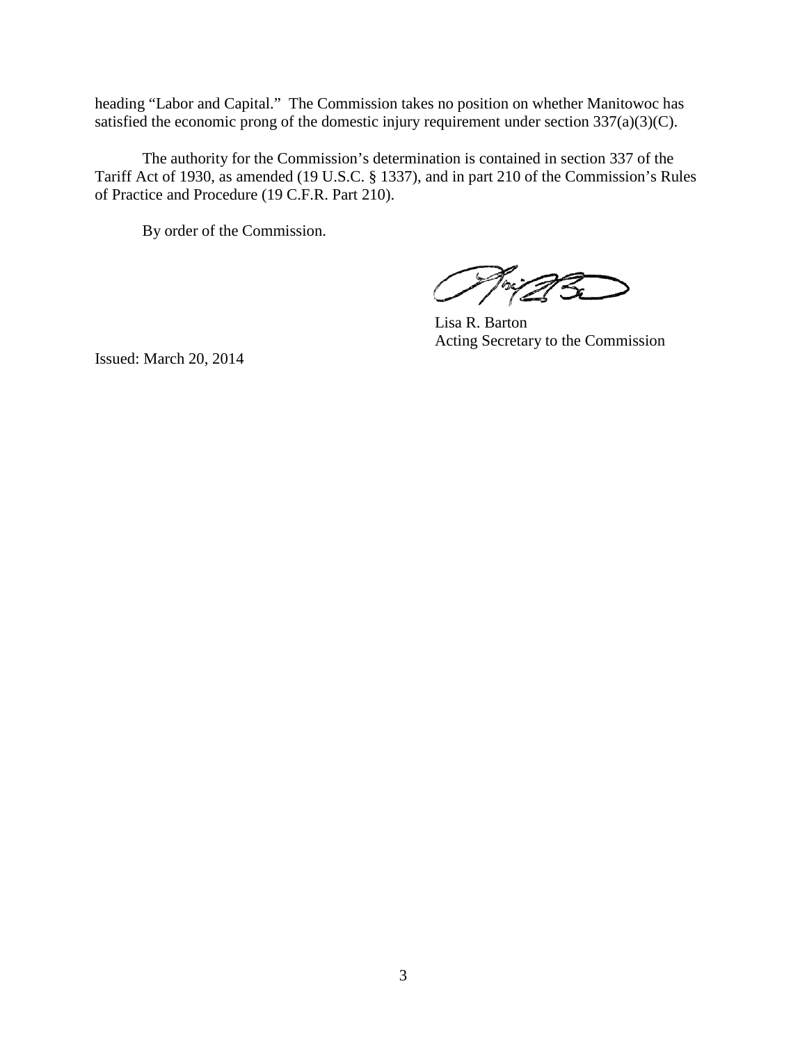heading "Labor and Capital." The Commission takes no position on whether Manitowoc has satisfied the economic prong of the domestic injury requirement under section 337(a)(3)(C).

The authority for the Commission's determination is contained in section 337 of the Tariff Act of 1930, as amended (19 U.S.C. § 1337), and in part 210 of the Commission's Rules of Practice and Procedure (19 C.F.R. Part 210).

By order of the Commission.

Lisa R. Barton
Acting Secretary to the Commission

Issued: March 20, 2014